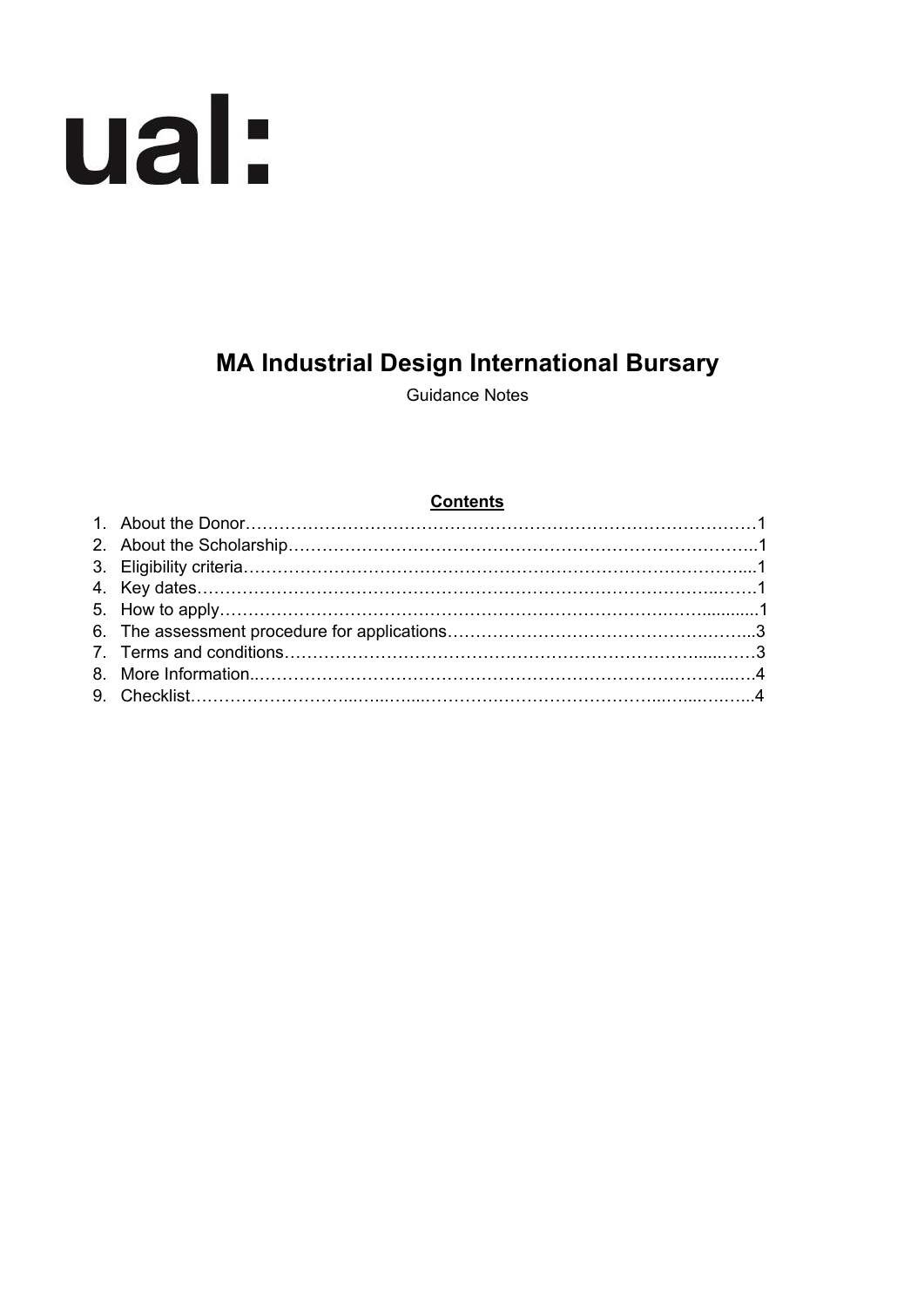ual:

# MA Industrial Design International Bursary

Guidance Notes

**Contents**

1. About the Donor……………………………………………………………………………1
2. About the Scholarship…………………………………………………………………………..1
3. Eligibility criteria……………………………………………………………………………...1
4. Key dates…………………………………………………………………………………..…….1
5. How to apply……………………………………………………………………….…….........1
6. The assessment procedure for applications……………………………………….……..3
7. Terms and conditions…………………………………………………………………......……3
8. More Information..…………….……………….………………….……………….……….…..….4
9. Checklist……………………...…...…....……….………………………………...…...….…...4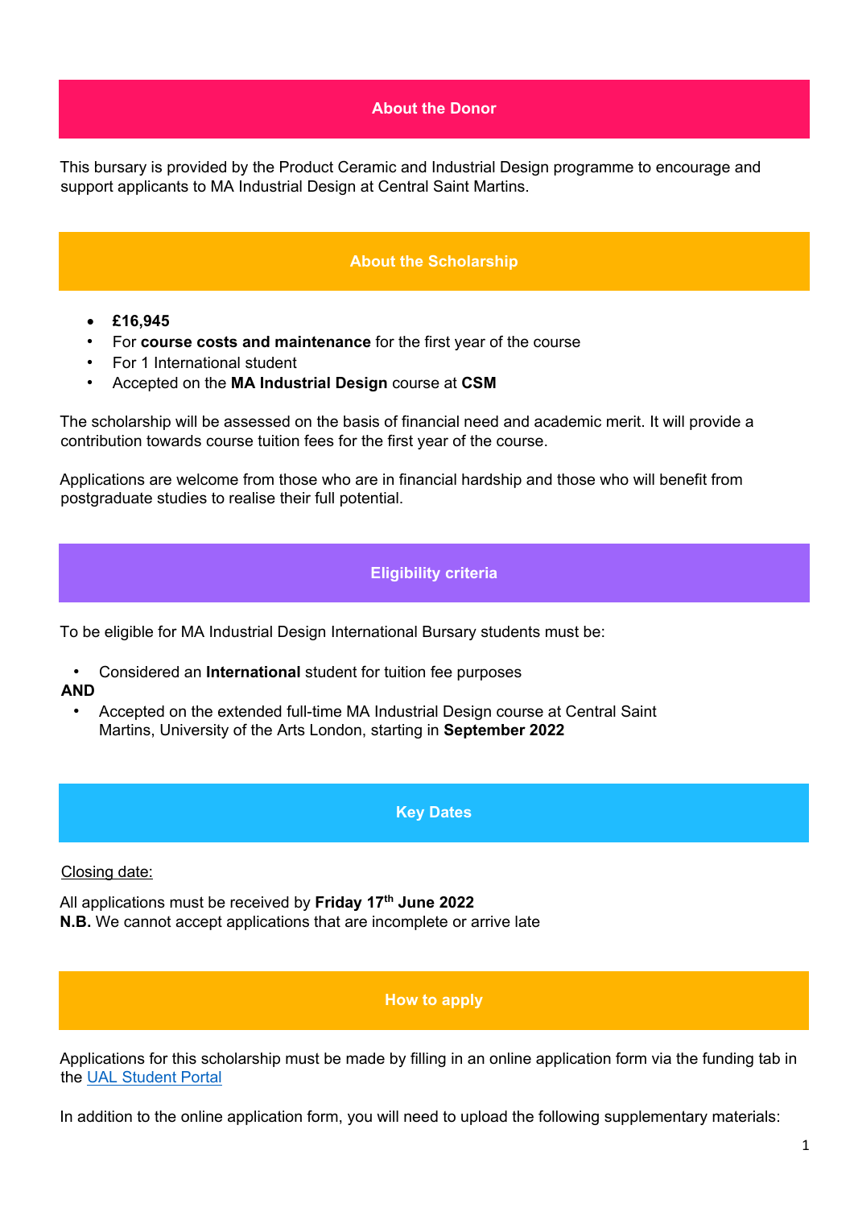## About the Donor

This bursary is provided by the Product Ceramic and Industrial Design programme to encourage and support applicants to MA Industrial Design at Central Saint Martins.

## About the Scholarship

- **£16,945**
- For **course costs and maintenance** for the first year of the course
- For 1 International student
- Accepted on the **MA Industrial Design** course at **CSM**

The scholarship will be assessed on the basis of financial need and academic merit. It will provide a contribution towards course tuition fees for the first year of the course.

Applications are welcome from those who are in financial hardship and those who will benefit from postgraduate studies to realise their full potential.

## Eligibility criteria

To be eligible for MA Industrial Design International Bursary students must be:

- Considered an **International** student for tuition fee purposes

**AND**

- Accepted on the extended full-time MA Industrial Design course at Central Saint Martins, University of the Arts London, starting in **September 2022**

## Key Dates

Closing date:

All applications must be received by **Friday 17th June 2022**
**N.B.** We cannot accept applications that are incomplete or arrive late

## How to apply

Applications for this scholarship must be made by filling in an online application form via the funding tab in the UAL Student Portal

In addition to the online application form, you will need to upload the following supplementary materials: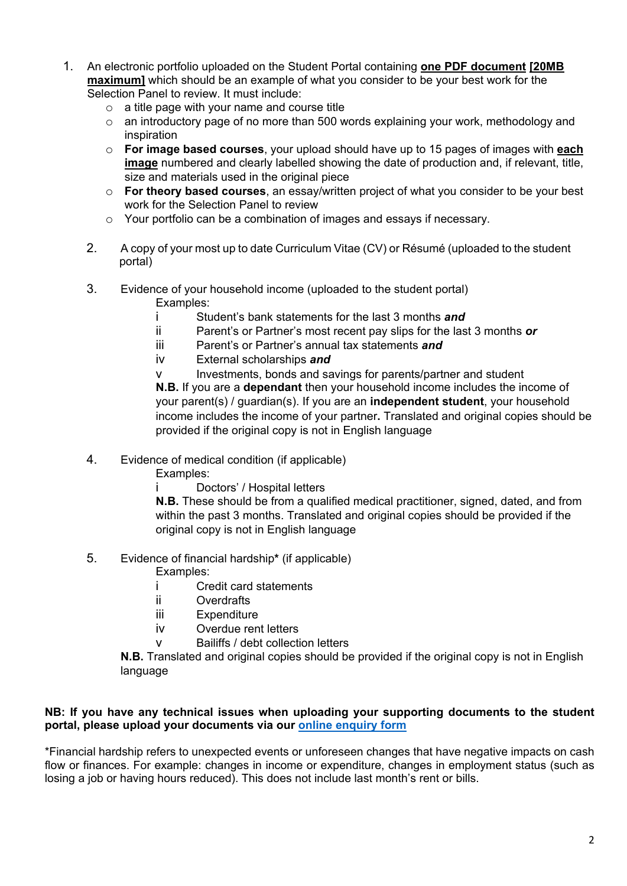1. An electronic portfolio uploaded on the Student Portal containing **one PDF document** **[20MB maximum]** which should be an example of what you consider to be your best work for the Selection Panel to review. It must include:
   - a title page with your name and course title
   - an introductory page of no more than 500 words explaining your work, methodology and inspiration
   - **For image based courses**, your upload should have up to 15 pages of images with **each image** numbered and clearly labelled showing the date of production and, if relevant, title, size and materials used in the original piece
   - **For theory based courses**, an essay/written project of what you consider to be your best work for the Selection Panel to review
   - Your portfolio can be a combination of images and essays if necessary.

2. A copy of your most up to date Curriculum Vitae (CV) or Résumé (uploaded to the student portal)

3. Evidence of your household income (uploaded to the student portal)

   Examples:

   i Student's bank statements for the last 3 months ***and***

   ii Parent's or Partner's most recent pay slips for the last 3 months ***or***

   iii Parent's or Partner's annual tax statements ***and***

   iv External scholarships ***and***

   v Investments, bonds and savings for parents/partner and student

   **N.B.** If you are a **dependant** then your household income includes the income of your parent(s) / guardian(s). If you are an **independent student**, your household income includes the income of your partner**.** Translated and original copies should be provided if the original copy is not in English language

4. Evidence of medical condition (if applicable)

   Examples:

   i Doctors' / Hospital letters

   **N.B.** These should be from a qualified medical practitioner, signed, dated, and from within the past 3 months. Translated and original copies should be provided if the original copy is not in English language

5. Evidence of financial hardship***** (if applicable)

   Examples:

   i Credit card statements

   ii Overdrafts

   iii Expenditure

   iv Overdue rent letters

   v Bailiffs / debt collection letters

   **N.B.** Translated and original copies should be provided if the original copy is not in English language

**NB: If you have any technical issues when uploading your supporting documents to the student portal, please upload your documents via our online enquiry form**

*Financial hardship refers to unexpected events or unforeseen changes that have negative impacts on cash flow or finances. For example: changes in income or expenditure, changes in employment status (such as losing a job or having hours reduced). This does not include last month's rent or bills.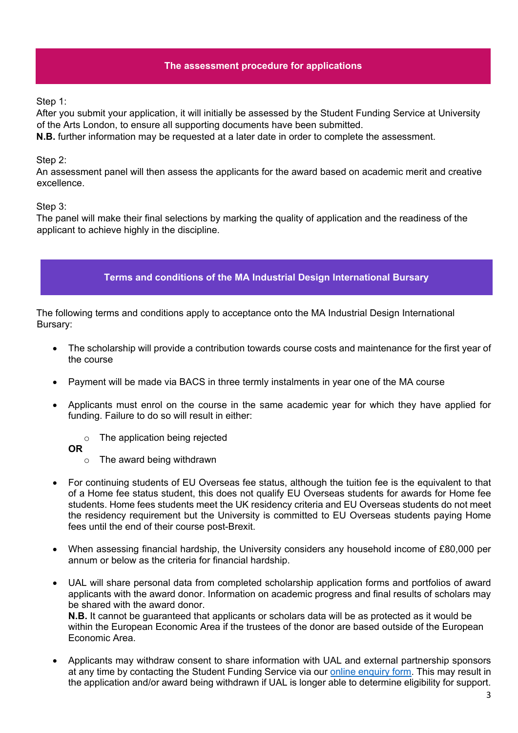## The assessment procedure for applications

Step 1:
After you submit your application, it will initially be assessed by the Student Funding Service at University of the Arts London, to ensure all supporting documents have been submitted.
**N.B.** further information may be requested at a later date in order to complete the assessment.

Step 2:
An assessment panel will then assess the applicants for the award based on academic merit and creative excellence.

Step 3:
The panel will make their final selections by marking the quality of application and the readiness of the applicant to achieve highly in the discipline.

## Terms and conditions of the MA Industrial Design International Bursary

The following terms and conditions apply to acceptance onto the MA Industrial Design International Bursary:

- The scholarship will provide a contribution towards course costs and maintenance for the first year of the course
- Payment will be made via BACS in three termly instalments in year one of the MA course
- Applicants must enrol on the course in the same academic year for which they have applied for funding. Failure to do so will result in either:
  - The application being rejected

  **OR**
  - The award being withdrawn
- For continuing students of EU Overseas fee status, although the tuition fee is the equivalent to that of a Home fee status student, this does not qualify EU Overseas students for awards for Home fee students. Home fees students meet the UK residency criteria and EU Overseas students do not meet the residency requirement but the University is committed to EU Overseas students paying Home fees until the end of their course post-Brexit.
- When assessing financial hardship, the University considers any household income of £80,000 per annum or below as the criteria for financial hardship.
- UAL will share personal data from completed scholarship application forms and portfolios of award applicants with the award donor. Information on academic progress and final results of scholars may be shared with the award donor.
  **N.B.** It cannot be guaranteed that applicants or scholars data will be as protected as it would be within the European Economic Area if the trustees of the donor are based outside of the European Economic Area.
- Applicants may withdraw consent to share information with UAL and external partnership sponsors at any time by contacting the Student Funding Service via our online enquiry form. This may result in the application and/or award being withdrawn if UAL is longer able to determine eligibility for support.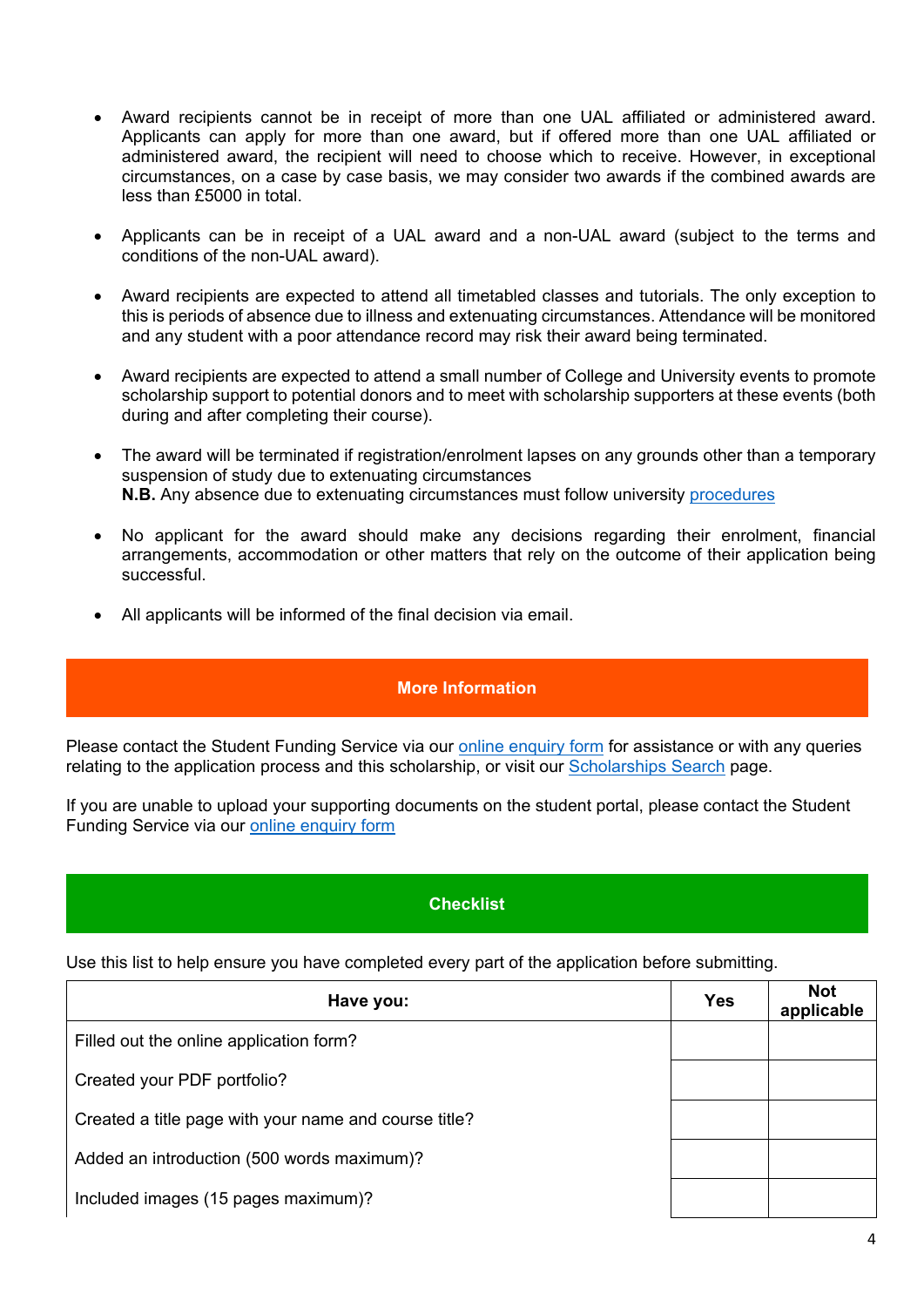- Award recipients cannot be in receipt of more than one UAL affiliated or administered award. Applicants can apply for more than one award, but if offered more than one UAL affiliated or administered award, the recipient will need to choose which to receive. However, in exceptional circumstances, on a case by case basis, we may consider two awards if the combined awards are less than £5000 in total.

- Applicants can be in receipt of a UAL award and a non-UAL award (subject to the terms and conditions of the non-UAL award).

- Award recipients are expected to attend all timetabled classes and tutorials. The only exception to this is periods of absence due to illness and extenuating circumstances. Attendance will be monitored and any student with a poor attendance record may risk their award being terminated.

- Award recipients are expected to attend a small number of College and University events to promote scholarship support to potential donors and to meet with scholarship supporters at these events (both during and after completing their course).

- The award will be terminated if registration/enrolment lapses on any grounds other than a temporary suspension of study due to extenuating circumstances
  **N.B.** Any absence due to extenuating circumstances must follow university procedures

- No applicant for the award should make any decisions regarding their enrolment, financial arrangements, accommodation or other matters that rely on the outcome of their application being successful.

- All applicants will be informed of the final decision via email.

## More Information

Please contact the Student Funding Service via our online enquiry form for assistance or with any queries relating to the application process and this scholarship, or visit our Scholarships Search page.

If you are unable to upload your supporting documents on the student portal, please contact the Student Funding Service via our online enquiry form

## Checklist

Use this list to help ensure you have completed every part of the application before submitting.

| Have you: | Yes | Not applicable |
| --- | --- | --- |
| Filled out the online application form? | | |
| Created your PDF portfolio? | | |
| Created a title page with your name and course title? | | |
| Added an introduction (500 words maximum)? | | |
| Included images (15 pages maximum)? | | |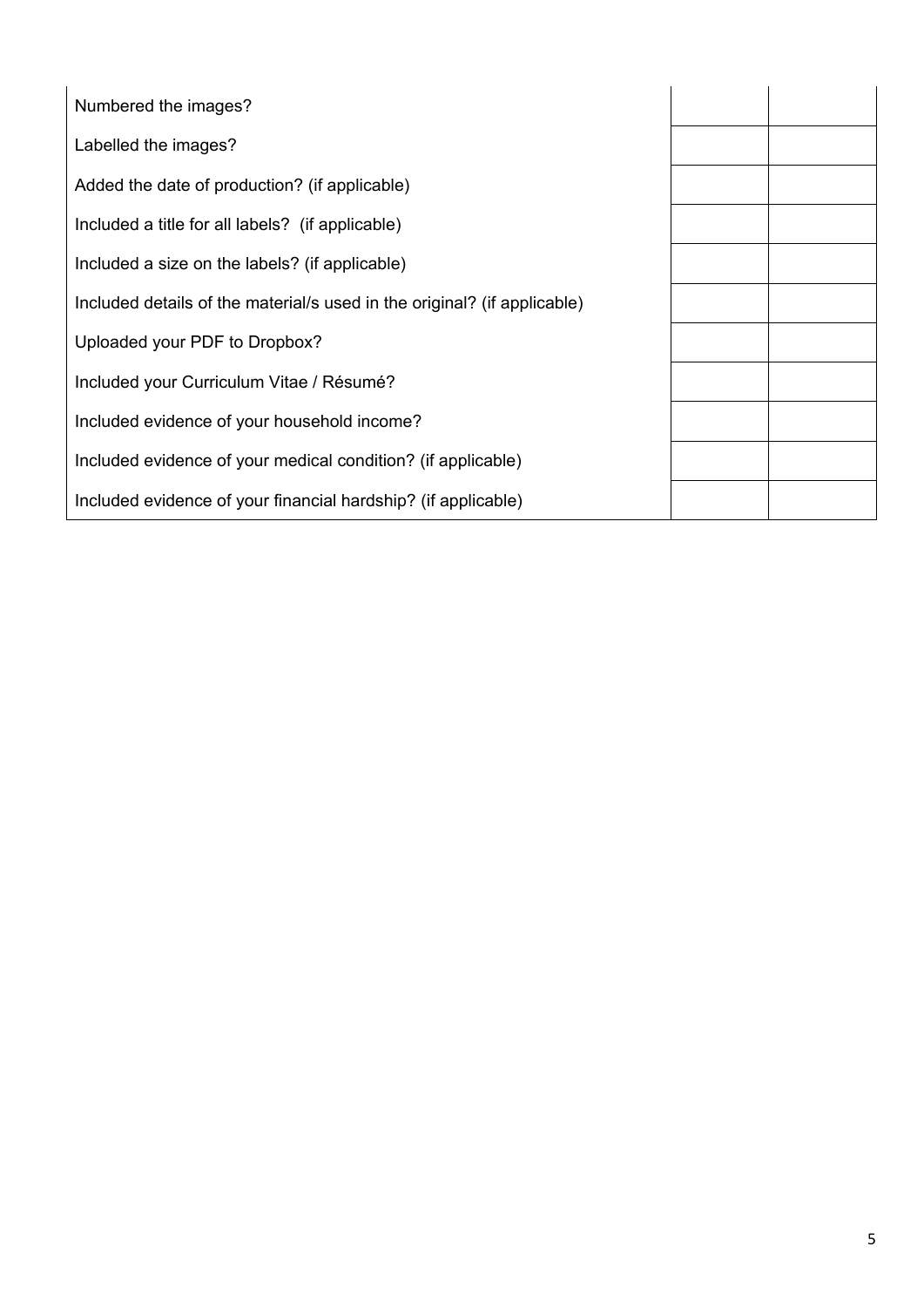| | | |
|---|---|---|
| Numbered the images? | | |
| Labelled the images? | | |
| Added the date of production? (if applicable) | | |
| Included a title for all labels?  (if applicable) | | |
| Included a size on the labels? (if applicable) | | |
| Included details of the material/s used in the original? (if applicable) | | |
| Uploaded your PDF to Dropbox? | | |
| Included your Curriculum Vitae / Résumé? | | |
| Included evidence of your household income? | | |
| Included evidence of your medical condition? (if applicable) | | |
| Included evidence of your financial hardship? (if applicable) | | |